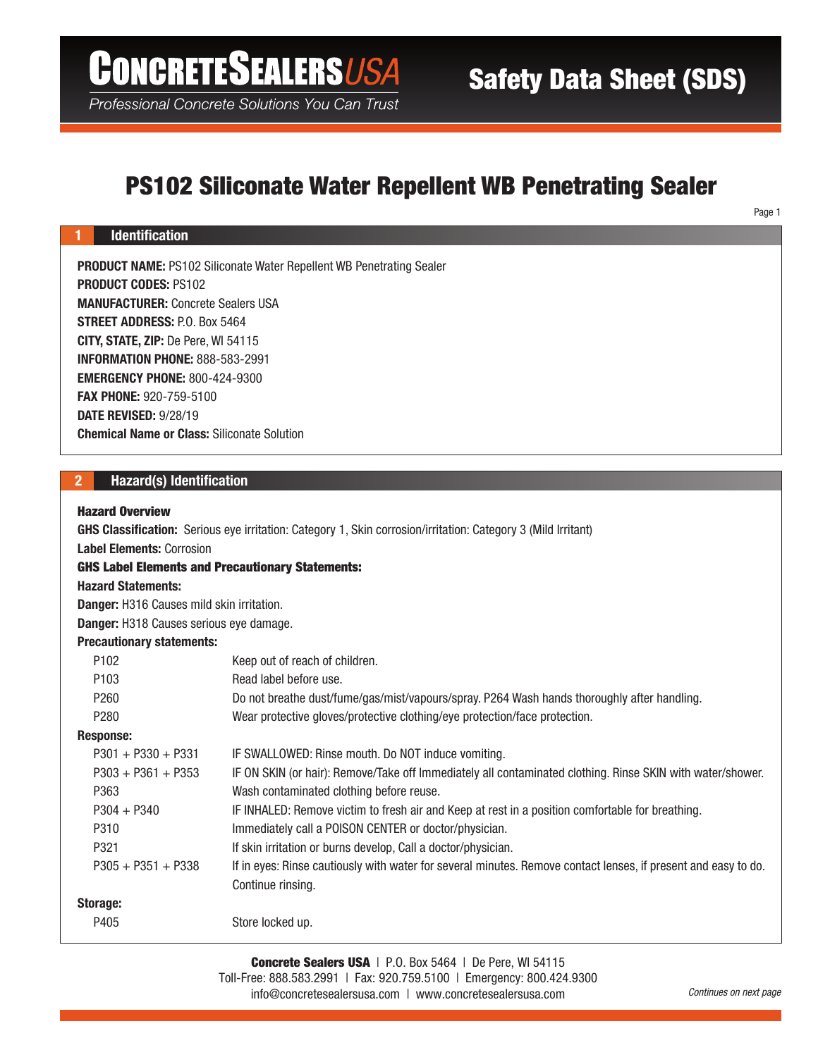# PS102 Siliconate Water Repellent WB Penetrating Sealer

## 1 Identification

**PRODUCT NAME:** PS102 Siliconate Water Repellent WB Penetrating Sealer
**PRODUCT CODES:** PS102
**MANUFACTURER:** Concrete Sealers USA
**STREET ADDRESS:** P.O. Box 5464
**CITY, STATE, ZIP:** De Pere, WI 54115
**INFORMATION PHONE:** 888-583-2991
**EMERGENCY PHONE:** 800-424-9300
**FAX PHONE:** 920-759-5100
**DATE REVISED:** 9/28/19
**Chemical Name or Class:** Siliconate Solution

## 2 Hazard(s) Identification

**Hazard Overview**
**GHS Classification:** Serious eye irritation: Category 1, Skin corrosion/irritation: Category 3 (Mild Irritant)
**Label Elements:** Corrosion
**GHS Label Elements and Precautionary Statements:**
**Hazard Statements:**
**Danger:** H316 Causes mild skin irritation.
**Danger:** H318 Causes serious eye damage.
**Precautionary statements:**

| | |
|---|---|
| P102 | Keep out of reach of children. |
| P103 | Read label before use. |
| P260 | Do not breathe dust/fume/gas/mist/vapours/spray. P264 Wash hands thoroughly after handling. |
| P280 | Wear protective gloves/protective clothing/eye protection/face protection. |

**Response:**

| | |
|---|---|
| P301 + P330 + P331 | IF SWALLOWED: Rinse mouth. Do NOT induce vomiting. |
| P303 + P361 + P353 | IF ON SKIN (or hair): Remove/Take off Immediately all contaminated clothing. Rinse SKIN with water/shower. |
| P363 | Wash contaminated clothing before reuse. |
| P304 + P340 | IF INHALED: Remove victim to fresh air and Keep at rest in a position comfortable for breathing. |
| P310 | Immediately call a POISON CENTER or doctor/physician. |
| P321 | If skin irritation or burns develop, Call a doctor/physician. |
| P305 + P351 + P338 | If in eyes: Rinse cautiously with water for several minutes. Remove contact lenses, if present and easy to do. Continue rinsing. |

**Storage:**

| | |
|---|---|
| P405 | Store locked up. |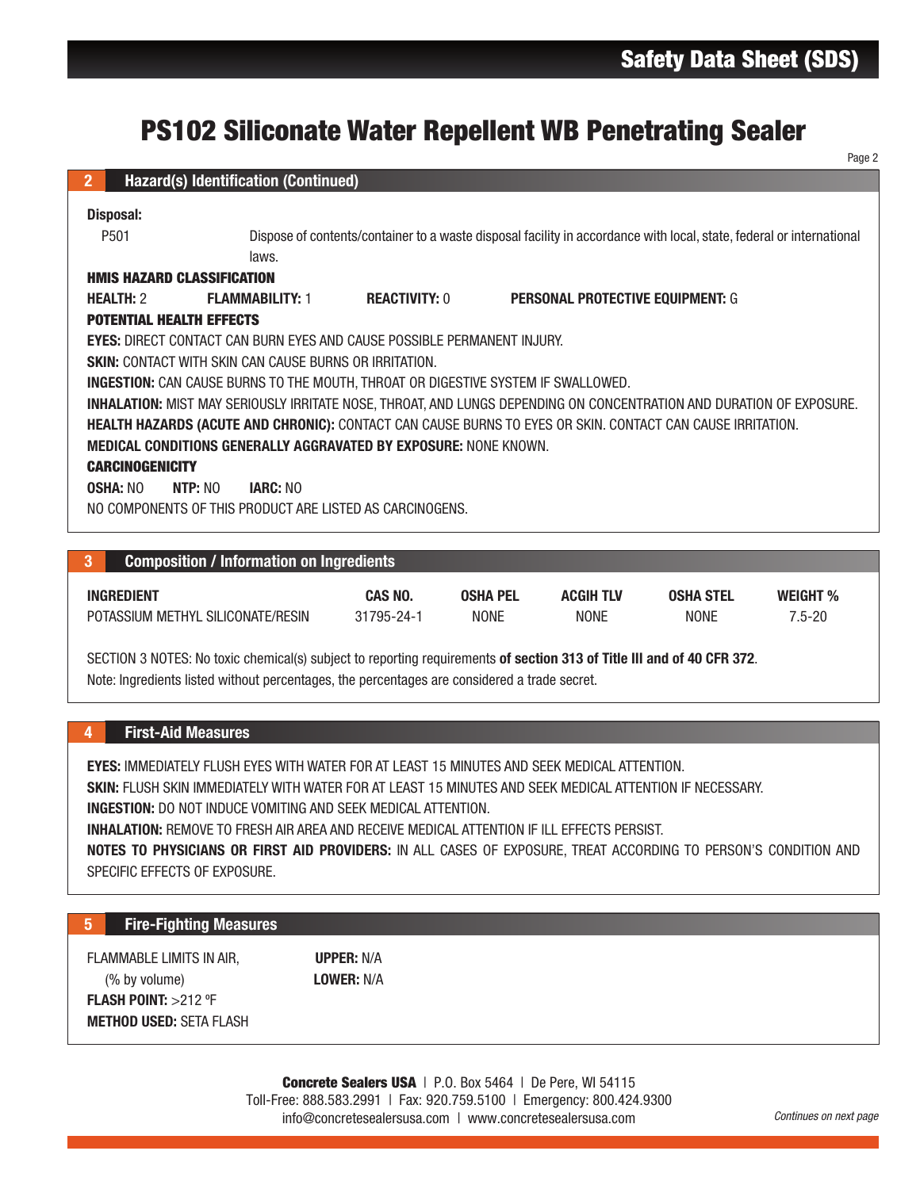# PS102 Siliconate Water Repellent WB Penetrating Sealer

## 2 Hazard(s) Identification (Continued)

**Disposal:**

P501 Dispose of contents/container to a waste disposal facility in accordance with local, state, federal or international laws.

**HMIS HAZARD CLASSIFICATION**

**HEALTH:** 2 **FLAMMABILITY:** 1 **REACTIVITY:** 0 **PERSONAL PROTECTIVE EQUIPMENT:** G

**POTENTIAL HEALTH EFFECTS**

**EYES:** DIRECT CONTACT CAN BURN EYES AND CAUSE POSSIBLE PERMANENT INJURY.

**SKIN:** CONTACT WITH SKIN CAN CAUSE BURNS OR IRRITATION.

**INGESTION:** CAN CAUSE BURNS TO THE MOUTH, THROAT OR DIGESTIVE SYSTEM IF SWALLOWED.

**INHALATION:** MIST MAY SERIOUSLY IRRITATE NOSE, THROAT, AND LUNGS DEPENDING ON CONCENTRATION AND DURATION OF EXPOSURE.

**HEALTH HAZARDS (ACUTE AND CHRONIC):** CONTACT CAN CAUSE BURNS TO EYES OR SKIN. CONTACT CAN CAUSE IRRITATION.

**MEDICAL CONDITIONS GENERALLY AGGRAVATED BY EXPOSURE:** NONE KNOWN.

**CARCINOGENICITY**

**OSHA:** NO **NTP:** NO **IARC:** NO

NO COMPONENTS OF THIS PRODUCT ARE LISTED AS CARCINOGENS.

## 3 Composition / Information on Ingredients

| INGREDIENT | CAS NO. | OSHA PEL | ACGIH TLV | OSHA STEL | WEIGHT % |
|---|---|---|---|---|---|
| POTASSIUM METHYL SILICONATE/RESIN | 31795-24-1 | NONE | NONE | NONE | 7.5-20 |

SECTION 3 NOTES: No toxic chemical(s) subject to reporting requirements **of section 313 of Title III and of 40 CFR 372**.

Note: Ingredients listed without percentages, the percentages are considered a trade secret.

## 4 First-Aid Measures

**EYES:** IMMEDIATELY FLUSH EYES WITH WATER FOR AT LEAST 15 MINUTES AND SEEK MEDICAL ATTENTION.

**SKIN:** FLUSH SKIN IMMEDIATELY WITH WATER FOR AT LEAST 15 MINUTES AND SEEK MEDICAL ATTENTION IF NECESSARY.

**INGESTION:** DO NOT INDUCE VOMITING AND SEEK MEDICAL ATTENTION.

**INHALATION:** REMOVE TO FRESH AIR AREA AND RECEIVE MEDICAL ATTENTION IF ILL EFFECTS PERSIST.

**NOTES TO PHYSICIANS OR FIRST AID PROVIDERS:** IN ALL CASES OF EXPOSURE, TREAT ACCORDING TO PERSON'S CONDITION AND SPECIFIC EFFECTS OF EXPOSURE.

## 5 Fire-Fighting Measures

FLAMMABLE LIMITS IN AIR, (% by volume) **UPPER:** N/A **LOWER:** N/A

**FLASH POINT:** >212 ºF

**METHOD USED:** SETA FLASH

**Concrete Sealers USA** | P.O. Box 5464 | De Pere, WI 54115
Toll-Free: 888.583.2991 | Fax: 920.759.5100 | Emergency: 800.424.9300
info@concretesealersusa.com | www.concretesealersusa.com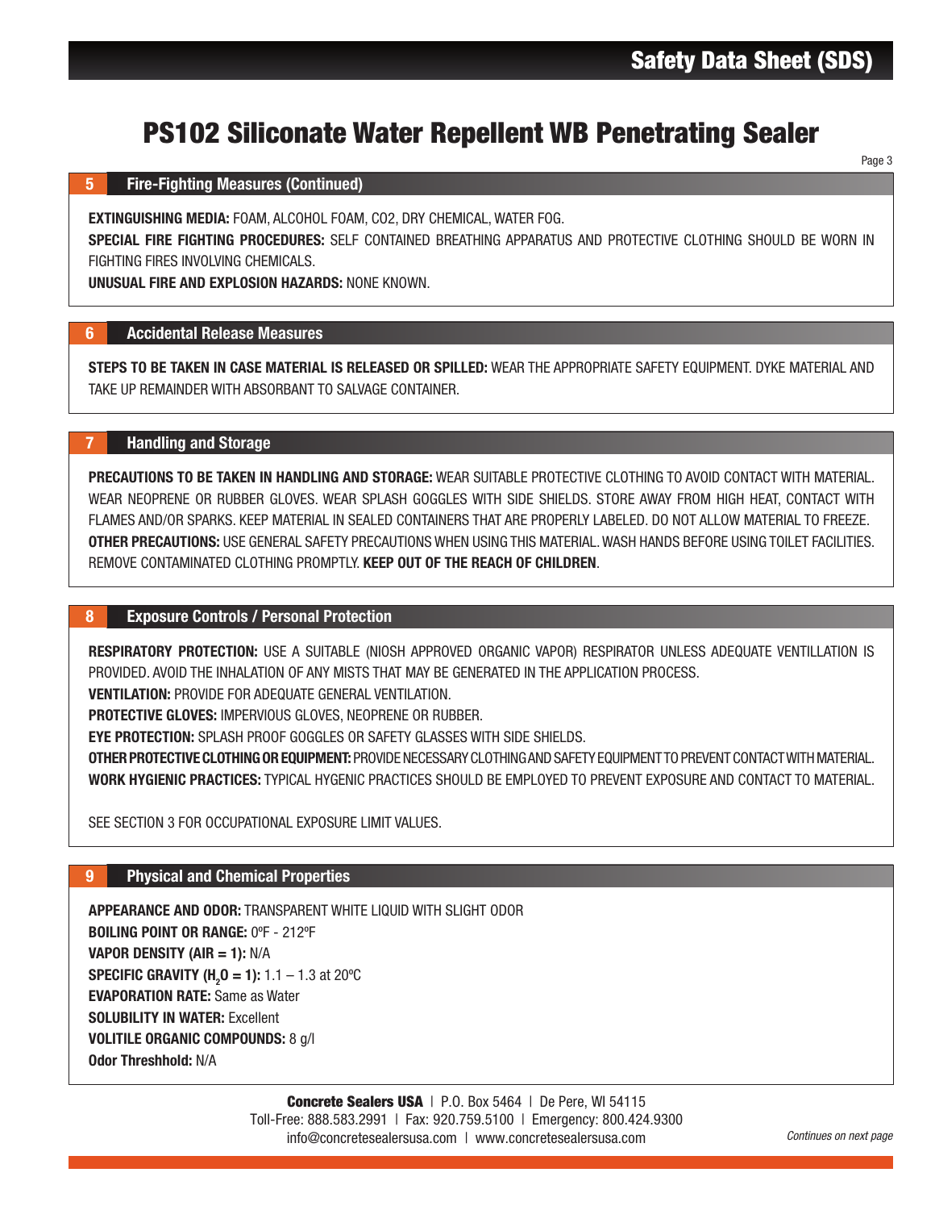# PS102 Siliconate Water Repellent WB Penetrating Sealer

## 5 Fire-Fighting Measures (Continued)

**EXTINGUISHING MEDIA:** FOAM, ALCOHOL FOAM, CO2, DRY CHEMICAL, WATER FOG.

**SPECIAL FIRE FIGHTING PROCEDURES:** SELF CONTAINED BREATHING APPARATUS AND PROTECTIVE CLOTHING SHOULD BE WORN IN FIGHTING FIRES INVOLVING CHEMICALS.

**UNUSUAL FIRE AND EXPLOSION HAZARDS:** NONE KNOWN.

## 6 Accidental Release Measures

**STEPS TO BE TAKEN IN CASE MATERIAL IS RELEASED OR SPILLED:** WEAR THE APPROPRIATE SAFETY EQUIPMENT. DYKE MATERIAL AND TAKE UP REMAINDER WITH ABSORBANT TO SALVAGE CONTAINER.

## 7 Handling and Storage

**PRECAUTIONS TO BE TAKEN IN HANDLING AND STORAGE:** WEAR SUITABLE PROTECTIVE CLOTHING TO AVOID CONTACT WITH MATERIAL. WEAR NEOPRENE OR RUBBER GLOVES. WEAR SPLASH GOGGLES WITH SIDE SHIELDS. STORE AWAY FROM HIGH HEAT, CONTACT WITH FLAMES AND/OR SPARKS. KEEP MATERIAL IN SEALED CONTAINERS THAT ARE PROPERLY LABELED. DO NOT ALLOW MATERIAL TO FREEZE.

**OTHER PRECAUTIONS:** USE GENERAL SAFETY PRECAUTIONS WHEN USING THIS MATERIAL. WASH HANDS BEFORE USING TOILET FACILITIES. REMOVE CONTAMINATED CLOTHING PROMPTLY. **KEEP OUT OF THE REACH OF CHILDREN**.

## 8 Exposure Controls / Personal Protection

**RESPIRATORY PROTECTION:** USE A SUITABLE (NIOSH APPROVED ORGANIC VAPOR) RESPIRATOR UNLESS ADEQUATE VENTILLATION IS PROVIDED. AVOID THE INHALATION OF ANY MISTS THAT MAY BE GENERATED IN THE APPLICATION PROCESS.

**VENTILATION:** PROVIDE FOR ADEQUATE GENERAL VENTILATION.

**PROTECTIVE GLOVES:** IMPERVIOUS GLOVES, NEOPRENE OR RUBBER.

**EYE PROTECTION:** SPLASH PROOF GOGGLES OR SAFETY GLASSES WITH SIDE SHIELDS.

**OTHER PROTECTIVE CLOTHING OR EQUIPMENT:** PROVIDE NECESSARY CLOTHING AND SAFETY EQUIPMENT TO PREVENT CONTACT WITH MATERIAL.

**WORK HYGIENIC PRACTICES:** TYPICAL HYGENIC PRACTICES SHOULD BE EMPLOYED TO PREVENT EXPOSURE AND CONTACT TO MATERIAL.

SEE SECTION 3 FOR OCCUPATIONAL EXPOSURE LIMIT VALUES.

## 9 Physical and Chemical Properties

**APPEARANCE AND ODOR:** TRANSPARENT WHITE LIQUID WITH SLIGHT ODOR

**BOILING POINT OR RANGE:** 0ºF - 212ºF

**VAPOR DENSITY (AIR = 1):** N/A

**SPECIFIC GRAVITY ($H_2O$ = 1):** 1.1 – 1.3 at 20ºC

**EVAPORATION RATE:** Same as Water

**SOLUBILITY IN WATER:** Excellent

**VOLITILE ORGANIC COMPOUNDS:** 8 g/l

**Odor Threshhold:** N/A

**Concrete Sealers USA** | P.O. Box 5464 | De Pere, WI 54115
Toll-Free: 888.583.2991 | Fax: 920.759.5100 | Emergency: 800.424.9300
info@concretesealersusa.com | www.concretesealersusa.com

*Continues on next page*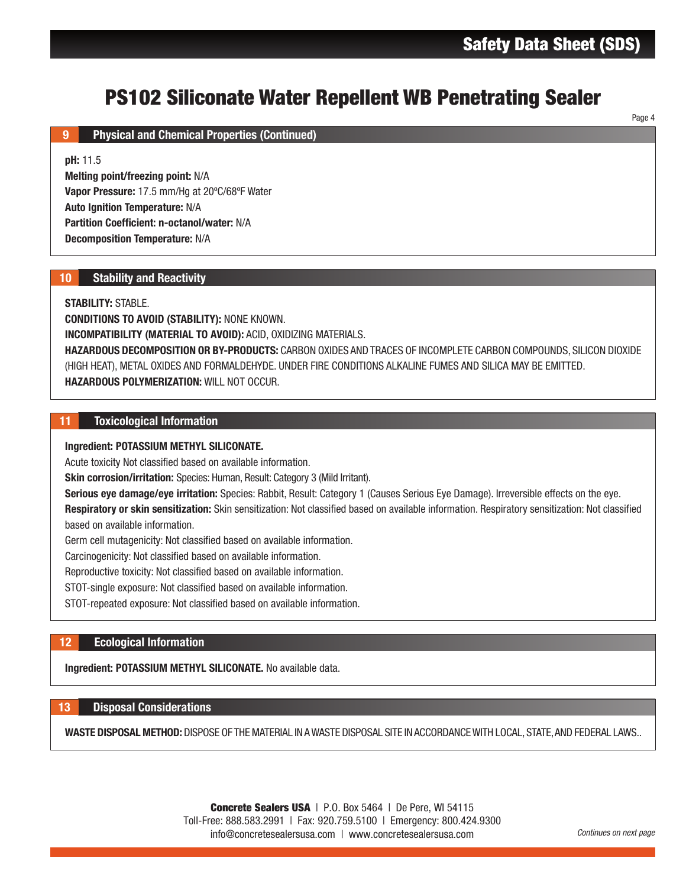# PS102 Siliconate Water Repellent WB Penetrating Sealer

## 9 Physical and Chemical Properties (Continued)

**pH:** 11.5
**Melting point/freezing point:** N/A
**Vapor Pressure:** 17.5 mm/Hg at 20ºC/68ºF Water
**Auto Ignition Temperature:** N/A
**Partition Coefficient: n-octanol/water:** N/A
**Decomposition Temperature:** N/A

## 10 Stability and Reactivity

**STABILITY:** STABLE.
**CONDITIONS TO AVOID (STABILITY):** NONE KNOWN.
**INCOMPATIBILITY (MATERIAL TO AVOID):** ACID, OXIDIZING MATERIALS.
**HAZARDOUS DECOMPOSITION OR BY-PRODUCTS:** CARBON OXIDES AND TRACES OF INCOMPLETE CARBON COMPOUNDS, SILICON DIOXIDE (HIGH HEAT), METAL OXIDES AND FORMALDEHYDE. UNDER FIRE CONDITIONS ALKALINE FUMES AND SILICA MAY BE EMITTED.
**HAZARDOUS POLYMERIZATION:** WILL NOT OCCUR.

## 11 Toxicological Information

**Ingredient: POTASSIUM METHYL SILICONATE.**
Acute toxicity Not classified based on available information.
**Skin corrosion/irritation:** Species: Human, Result: Category 3 (Mild Irritant).
**Serious eye damage/eye irritation:** Species: Rabbit, Result: Category 1 (Causes Serious Eye Damage). Irreversible effects on the eye.
**Respiratory or skin sensitization:** Skin sensitization: Not classified based on available information. Respiratory sensitization: Not classified based on available information.
Germ cell mutagenicity: Not classified based on available information.
Carcinogenicity: Not classified based on available information.
Reproductive toxicity: Not classified based on available information.
STOT-single exposure: Not classified based on available information.
STOT-repeated exposure: Not classified based on available information.

## 12 Ecological Information

**Ingredient: POTASSIUM METHYL SILICONATE.** No available data.

## 13 Disposal Considerations

**WASTE DISPOSAL METHOD:** DISPOSE OF THE MATERIAL IN A WASTE DISPOSAL SITE IN ACCORDANCE WITH LOCAL, STATE, AND FEDERAL LAWS..

**Concrete Sealers USA** | P.O. Box 5464 | De Pere, WI 54115
Toll-Free: 888.583.2991 | Fax: 920.759.5100 | Emergency: 800.424.9300
info@concretesealersusa.com | www.concretesealersusa.com

*Continues on next page*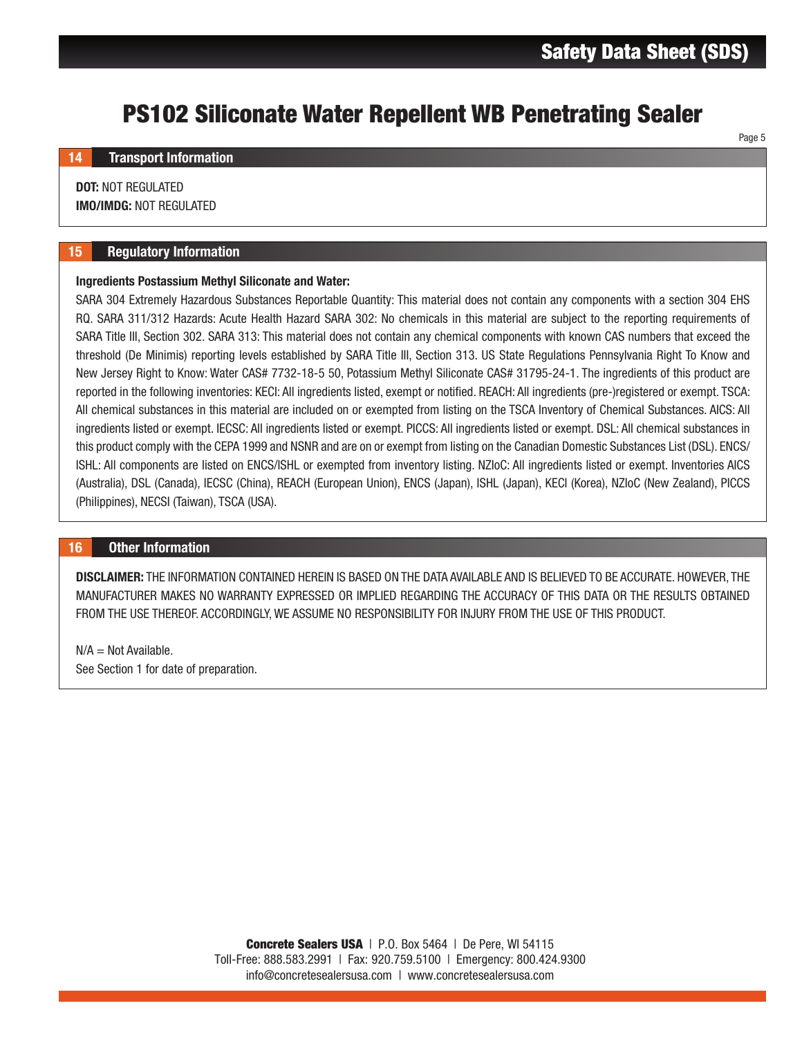## 14 Transport Information

**DOT:** NOT REGULATED
**IMO/IMDG:** NOT REGULATED

## 15 Regulatory Information

**Ingredients Postassium Methyl Siliconate and Water:**

SARA 304 Extremely Hazardous Substances Reportable Quantity: This material does not contain any components with a section 304 EHS RQ. SARA 311/312 Hazards: Acute Health Hazard SARA 302: No chemicals in this material are subject to the reporting requirements of SARA Title III, Section 302. SARA 313: This material does not contain any chemical components with known CAS numbers that exceed the threshold (De Minimis) reporting levels established by SARA Title III, Section 313. US State Regulations Pennsylvania Right To Know and New Jersey Right to Know: Water CAS# 7732-18-5 50, Potassium Methyl Siliconate CAS# 31795-24-1. The ingredients of this product are reported in the following inventories: KECI: All ingredients listed, exempt or notified. REACH: All ingredients (pre-)registered or exempt. TSCA: All chemical substances in this material are included on or exempted from listing on the TSCA Inventory of Chemical Substances. AICS: All ingredients listed or exempt. IECSC: All ingredients listed or exempt. PICCS: All ingredients listed or exempt. DSL: All chemical substances in this product comply with the CEPA 1999 and NSNR and are on or exempt from listing on the Canadian Domestic Substances List (DSL). ENCS/ISHL: All components are listed on ENCS/ISHL or exempted from inventory listing. NZIoC: All ingredients listed or exempt. Inventories AICS (Australia), DSL (Canada), IECSC (China), REACH (European Union), ENCS (Japan), ISHL (Japan), KECI (Korea), NZIoC (New Zealand), PICCS (Philippines), NECSI (Taiwan), TSCA (USA).

## 16 Other Information

**DISCLAIMER:** THE INFORMATION CONTAINED HEREIN IS BASED ON THE DATA AVAILABLE AND IS BELIEVED TO BE ACCURATE. HOWEVER, THE MANUFACTURER MAKES NO WARRANTY EXPRESSED OR IMPLIED REGARDING THE ACCURACY OF THIS DATA OR THE RESULTS OBTAINED FROM THE USE THEREOF. ACCORDINGLY, WE ASSUME NO RESPONSIBILITY FOR INJURY FROM THE USE OF THIS PRODUCT.

N/A = Not Available.
See Section 1 for date of preparation.